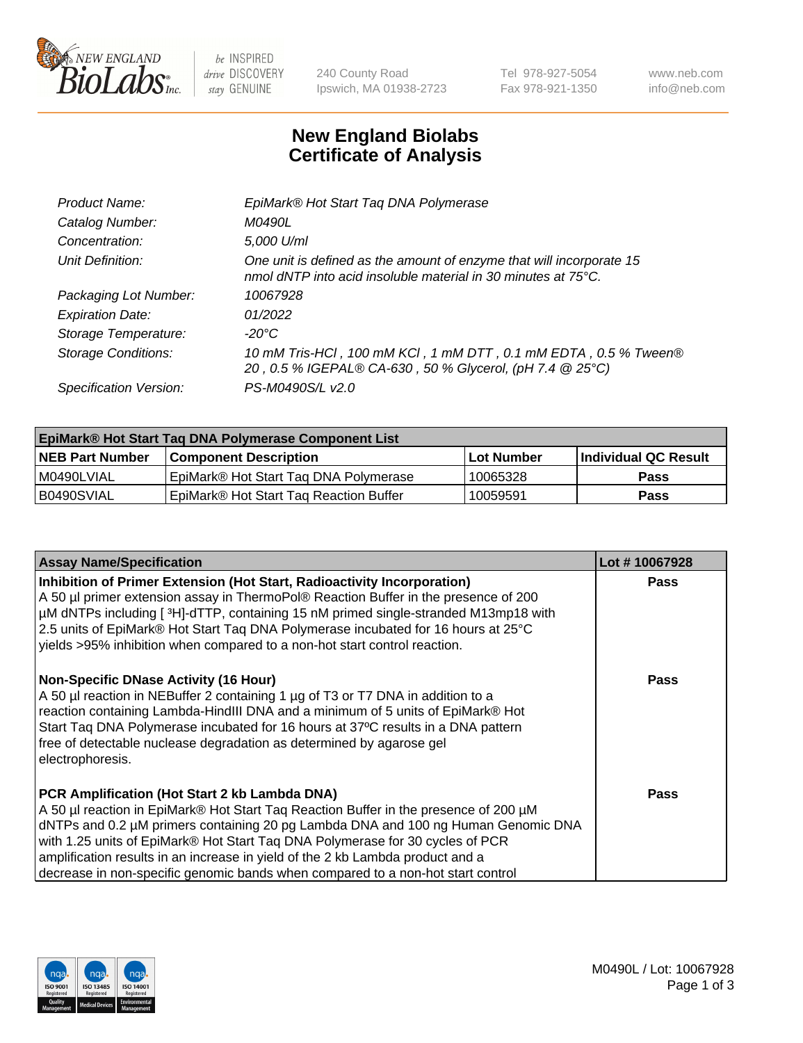NEW ENGLAND BioLabs Inc. — be INSPIRED drive DISCOVERY stay GENUINE

240 County Road
Ipswich, MA 01938-2723

Tel 978-927-5054
Fax 978-921-1350

www.neb.com
info@neb.com

# New England Biolabs
# Certificate of Analysis

| | |
|---|---|
| *Product Name:* | *EpiMark® Hot Start Taq DNA Polymerase* |
| *Catalog Number:* | *M0490L* |
| *Concentration:* | *5,000 U/ml* |
| *Unit Definition:* | *One unit is defined as the amount of enzyme that will incorporate 15 nmol dNTP into acid insoluble material in 30 minutes at 75°C.* |
| *Packaging Lot Number:* | *10067928* |
| *Expiration Date:* | *01/2022* |
| *Storage Temperature:* | *-20°C* |
| *Storage Conditions:* | *10 mM Tris-HCl , 100 mM KCl , 1 mM DTT , 0.1 mM EDTA , 0.5 % Tween® 20 , 0.5 % IGEPAL® CA-630 , 50 % Glycerol, (pH 7.4 @ 25°C)* |
| *Specification Version:* | *PS-M0490S/L v2.0* |

| **EpiMark® Hot Start Taq DNA Polymerase Component List** | | | |
|---|---|---|---|
| **NEB Part Number** | **Component Description** | **Lot Number** | **Individual QC Result** |
| M0490LVIAL | EpiMark® Hot Start Taq DNA Polymerase | 10065328 | **Pass** |
| B0490SVIAL | EpiMark® Hot Start Taq Reaction Buffer | 10059591 | **Pass** |

| **Assay Name/Specification** | **Lot # 10067928** |
|---|---|
| **Inhibition of Primer Extension (Hot Start, Radioactivity Incorporation)** A 50 µl primer extension assay in ThermoPol® Reaction Buffer in the presence of 200 µM dNTPs including [ $^3$H]-dTTP, containing 15 nM primed single-stranded M13mp18 with 2.5 units of EpiMark® Hot Start Taq DNA Polymerase incubated for 16 hours at 25°C yields >95% inhibition when compared to a non-hot start control reaction. | **Pass** |
| **Non-Specific DNase Activity (16 Hour)** A 50 µl reaction in NEBuffer 2 containing 1 µg of T3 or T7 DNA in addition to a reaction containing Lambda-HindIII DNA and a minimum of 5 units of EpiMark® Hot Start Taq DNA Polymerase incubated for 16 hours at 37ºC results in a DNA pattern free of detectable nuclease degradation as determined by agarose gel electrophoresis. | **Pass** |
| **PCR Amplification (Hot Start 2 kb Lambda DNA)** A 50 µl reaction in EpiMark® Hot Start Taq Reaction Buffer in the presence of 200 µM dNTPs and 0.2 µM primers containing 20 pg Lambda DNA and 100 ng Human Genomic DNA with 1.25 units of EpiMark® Hot Start Taq DNA Polymerase for 30 cycles of PCR amplification results in an increase in yield of the 2 kb Lambda product and a decrease in non-specific genomic bands when compared to a non-hot start control | **Pass** |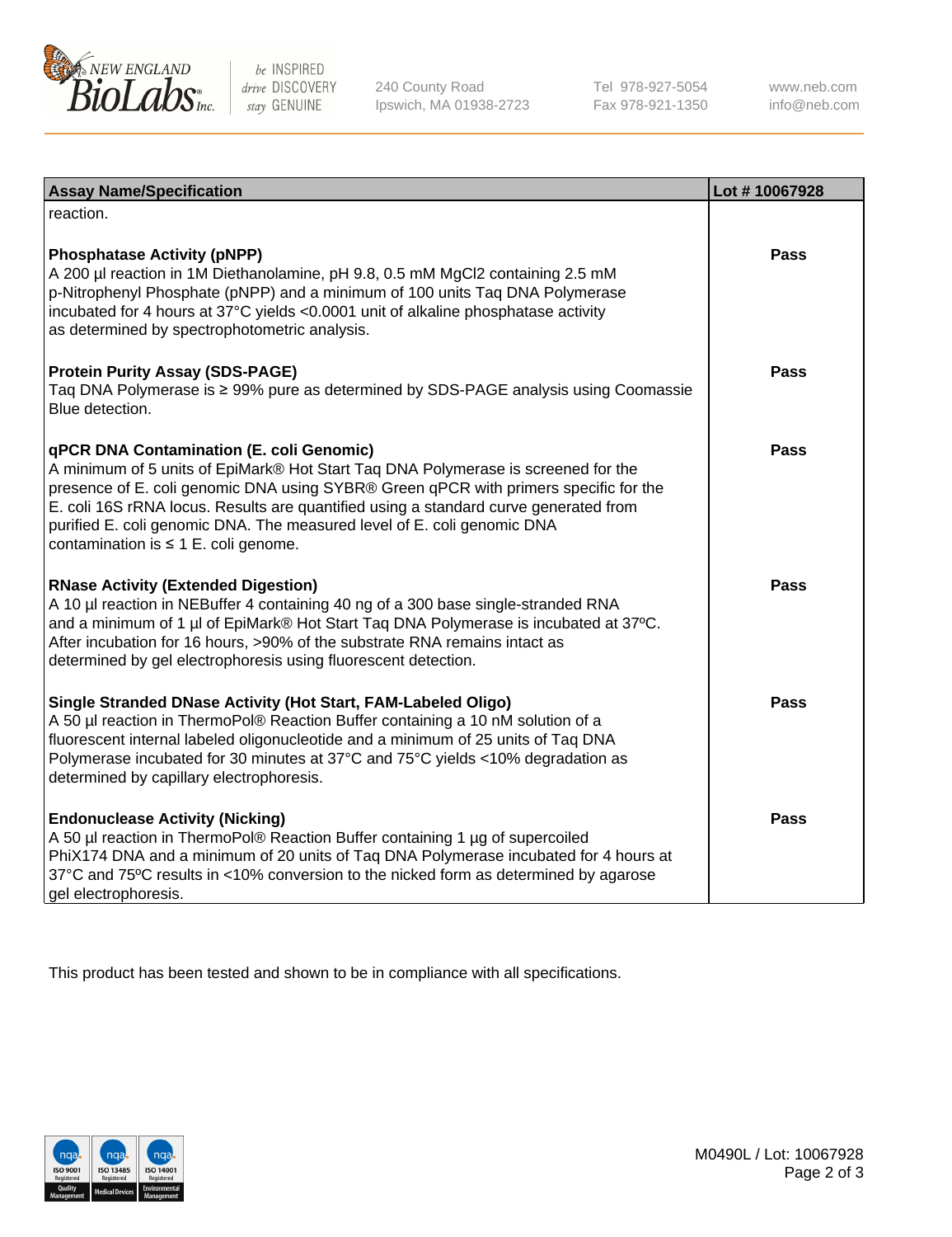| Assay Name/Specification | Lot # 10067928 |
|---|---|
| reaction. | |
| **Phosphatase Activity (pNPP)**<br>A 200 µl reaction in 1M Diethanolamine, pH 9.8, 0.5 mM $MgCl_2$ containing 2.5 mM p-Nitrophenyl Phosphate (pNPP) and a minimum of 100 units Taq DNA Polymerase incubated for 4 hours at 37°C yields <0.0001 unit of alkaline phosphatase activity as determined by spectrophotometric analysis. | **Pass** |
| **Protein Purity Assay (SDS-PAGE)**<br>Taq DNA Polymerase is ≥ 99% pure as determined by SDS-PAGE analysis using Coomassie Blue detection. | **Pass** |
| **qPCR DNA Contamination (E. coli Genomic)**<br>A minimum of 5 units of EpiMark® Hot Start Taq DNA Polymerase is screened for the presence of E. coli genomic DNA using SYBR® Green qPCR with primers specific for the E. coli 16S rRNA locus. Results are quantified using a standard curve generated from purified E. coli genomic DNA. The measured level of E. coli genomic DNA contamination is ≤ 1 E. coli genome. | **Pass** |
| **RNase Activity (Extended Digestion)**<br>A 10 µl reaction in NEBuffer 4 containing 40 ng of a 300 base single-stranded RNA and a minimum of 1 µl of EpiMark® Hot Start Taq DNA Polymerase is incubated at 37ºC. After incubation for 16 hours, >90% of the substrate RNA remains intact as determined by gel electrophoresis using fluorescent detection. | **Pass** |
| **Single Stranded DNase Activity (Hot Start, FAM-Labeled Oligo)**<br>A 50 µl reaction in ThermoPol® Reaction Buffer containing a 10 nM solution of a fluorescent internal labeled oligonucleotide and a minimum of 25 units of Taq DNA Polymerase incubated for 30 minutes at 37°C and 75°C yields <10% degradation as determined by capillary electrophoresis. | **Pass** |
| **Endonuclease Activity (Nicking)**<br>A 50 µl reaction in ThermoPol® Reaction Buffer containing 1 µg of supercoiled PhiX174 DNA and a minimum of 20 units of Taq DNA Polymerase incubated for 4 hours at 37°C and 75ºC results in <10% conversion to the nicked form as determined by agarose gel electrophoresis. | **Pass** |

This product has been tested and shown to be in compliance with all specifications.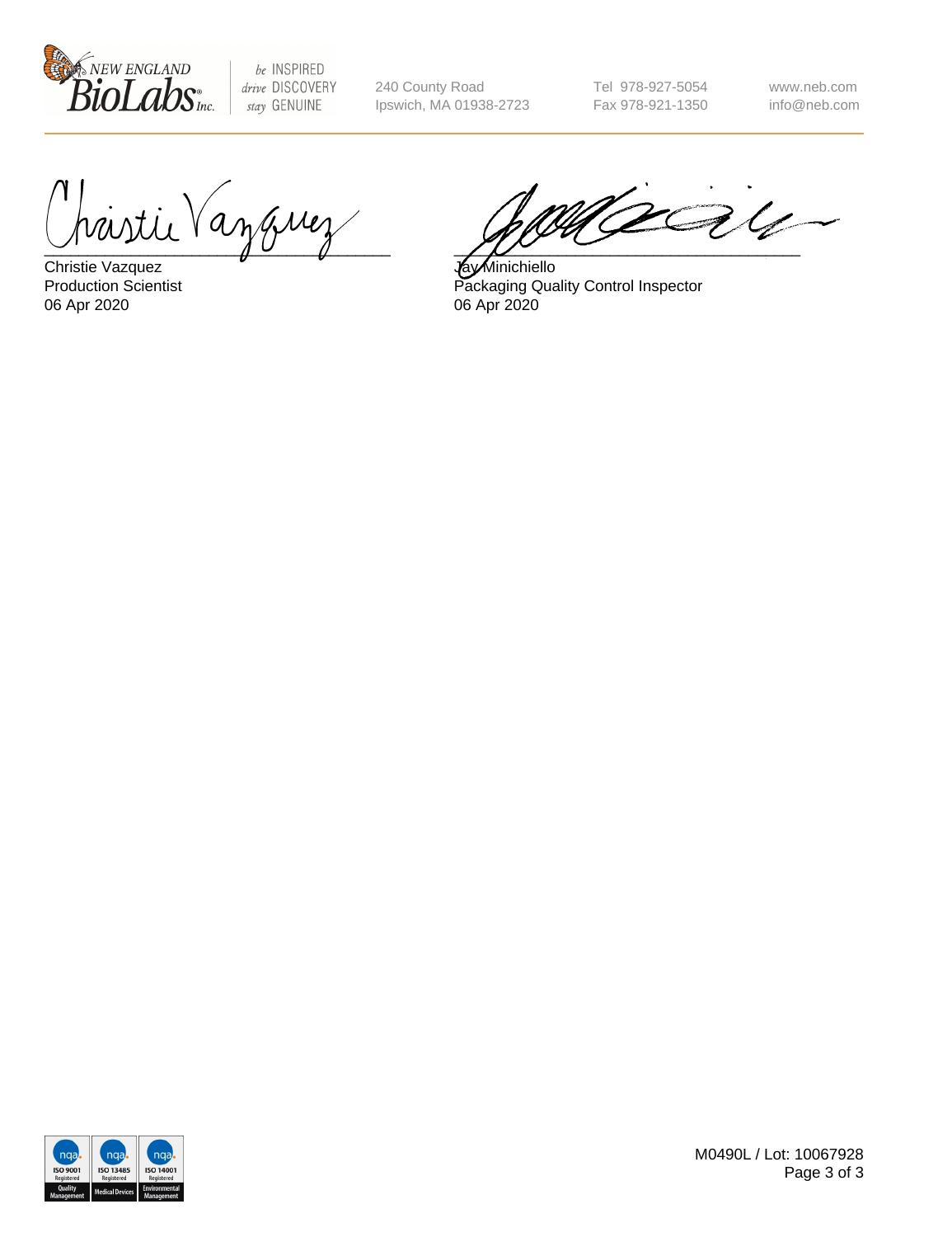Christie Vazquez
Production Scientist
06 Apr 2020

Jay Minichiello
Packaging Quality Control Inspector
06 Apr 2020

M0490L / Lot: 10067928